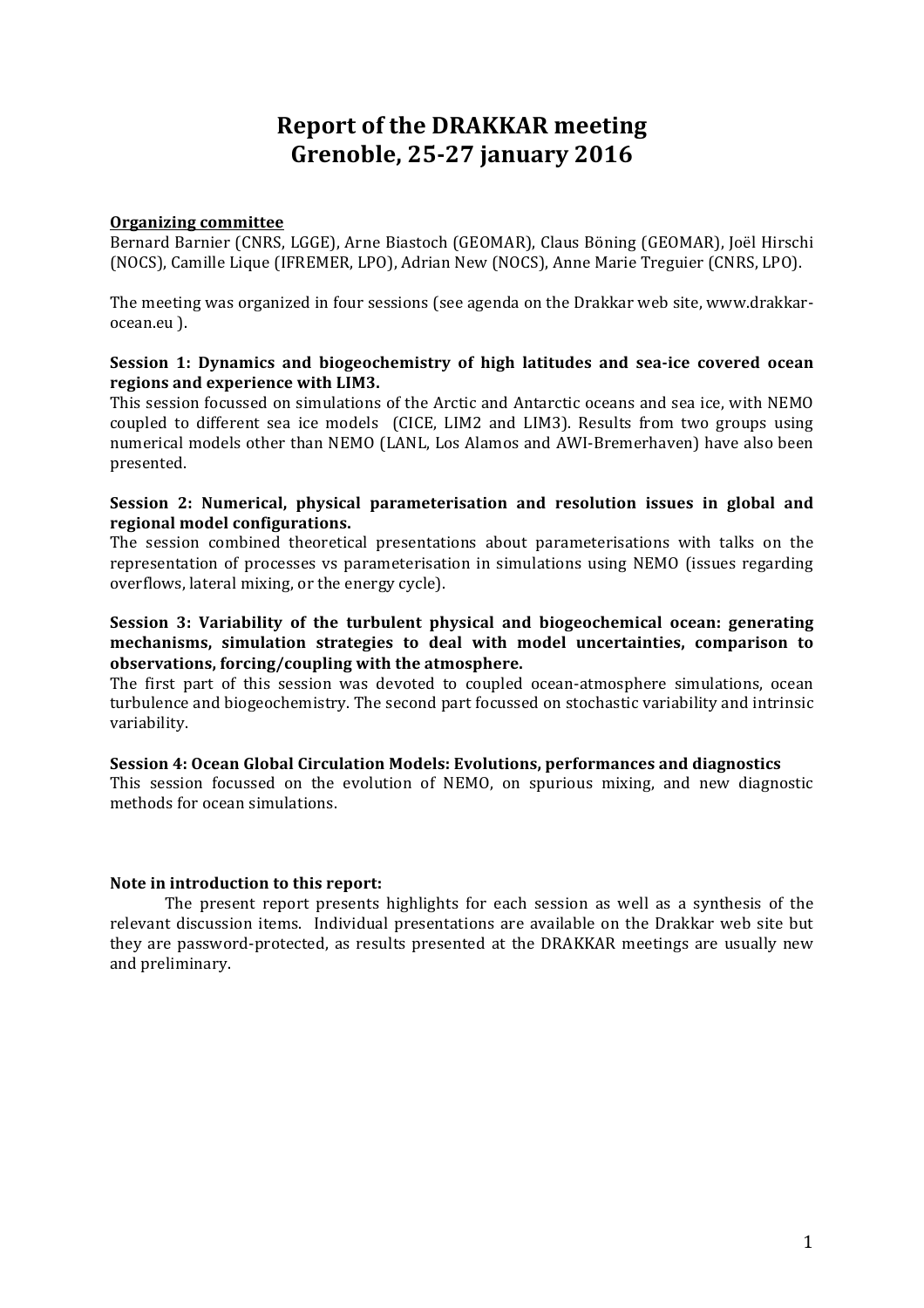# Report of the DRAKKAR meeting
# Grenoble, 25-27 january 2016

**Organizing committee**

Bernard Barnier (CNRS, LGGE), Arne Biastoch (GEOMAR), Claus Böning (GEOMAR), Joël Hirschi (NOCS), Camille Lique (IFREMER, LPO), Adrian New (NOCS), Anne Marie Treguier (CNRS, LPO).

The meeting was organized in four sessions (see agenda on the Drakkar web site, www.drakkar-ocean.eu ).

**Session 1: Dynamics and biogeochemistry of high latitudes and sea-ice covered ocean regions and experience with LIM3.**

This session focussed on simulations of the Arctic and Antarctic oceans and sea ice, with NEMO coupled to different sea ice models (CICE, LIM2 and LIM3). Results from two groups using numerical models other than NEMO (LANL, Los Alamos and AWI-Bremerhaven) have also been presented.

**Session 2: Numerical, physical parameterisation and resolution issues in global and regional model configurations.**

The session combined theoretical presentations about parameterisations with talks on the representation of processes vs parameterisation in simulations using NEMO (issues regarding overflows, lateral mixing, or the energy cycle).

**Session 3: Variability of the turbulent physical and biogeochemical ocean: generating mechanisms, simulation strategies to deal with model uncertainties, comparison to observations, forcing/coupling with the atmosphere.**

The first part of this session was devoted to coupled ocean-atmosphere simulations, ocean turbulence and biogeochemistry. The second part focussed on stochastic variability and intrinsic variability.

**Session 4: Ocean Global Circulation Models: Evolutions, performances and diagnostics**

This session focussed on the evolution of NEMO, on spurious mixing, and new diagnostic methods for ocean simulations.

**Note in introduction to this report:**

The present report presents highlights for each session as well as a synthesis of the relevant discussion items. Individual presentations are available on the Drakkar web site but they are password-protected, as results presented at the DRAKKAR meetings are usually new and preliminary.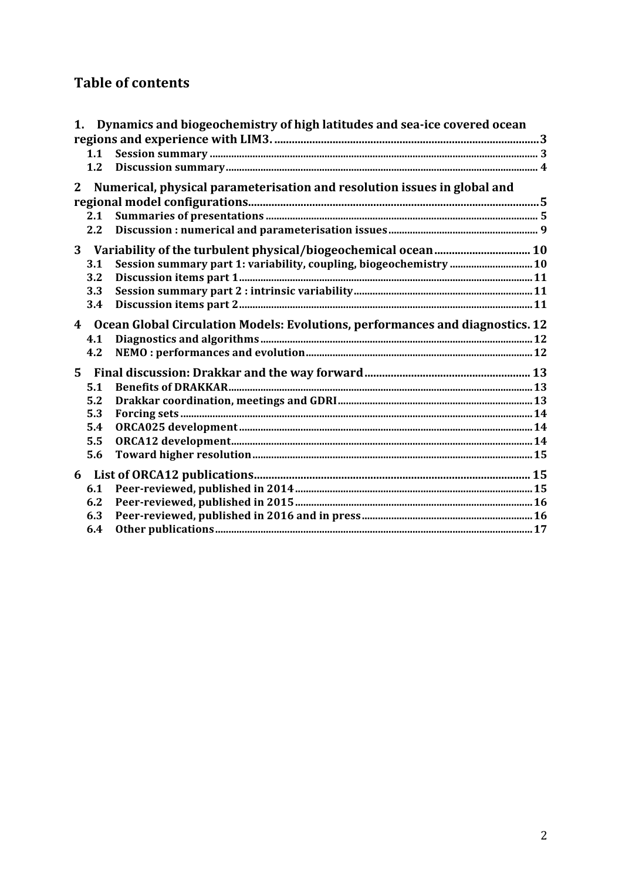## Table of contents

1. Dynamics and biogeochemistry of high latitudes and sea-ice covered ocean regions and experience with LIM3. .......... 3
   - 1.1 Session summary .......... 3
   - 1.2 Discussion summary .......... 4
2. Numerical, physical parameterisation and resolution issues in global and regional model configurations .......... 5
   - 2.1 Summaries of presentations .......... 5
   - 2.2 Discussion : numerical and parameterisation issues .......... 9
3. Variability of the turbulent physical/biogeochemical ocean .......... 10
   - 3.1 Session summary part 1: variability, coupling, biogeochemistry .......... 10
   - 3.2 Discussion items part 1 .......... 11
   - 3.3 Session summary part 2 : intrinsic variability .......... 11
   - 3.4 Discussion items part 2 .......... 11
4. Ocean Global Circulation Models: Evolutions, performances and diagnostics. 12
   - 4.1 Diagnostics and algorithms .......... 12
   - 4.2 NEMO : performances and evolution .......... 12
5. Final discussion: Drakkar and the way forward .......... 13
   - 5.1 Benefits of DRAKKAR .......... 13
   - 5.2 Drakkar coordination, meetings and GDRI .......... 13
   - 5.3 Forcing sets .......... 14
   - 5.4 ORCA025 development .......... 14
   - 5.5 ORCA12 development .......... 14
   - 5.6 Toward higher resolution .......... 15
6. List of ORCA12 publications .......... 15
   - 6.1 Peer-reviewed, published in 2014 .......... 15
   - 6.2 Peer-reviewed, published in 2015 .......... 16
   - 6.3 Peer-reviewed, published in 2016 and in press .......... 16
   - 6.4 Other publications .......... 17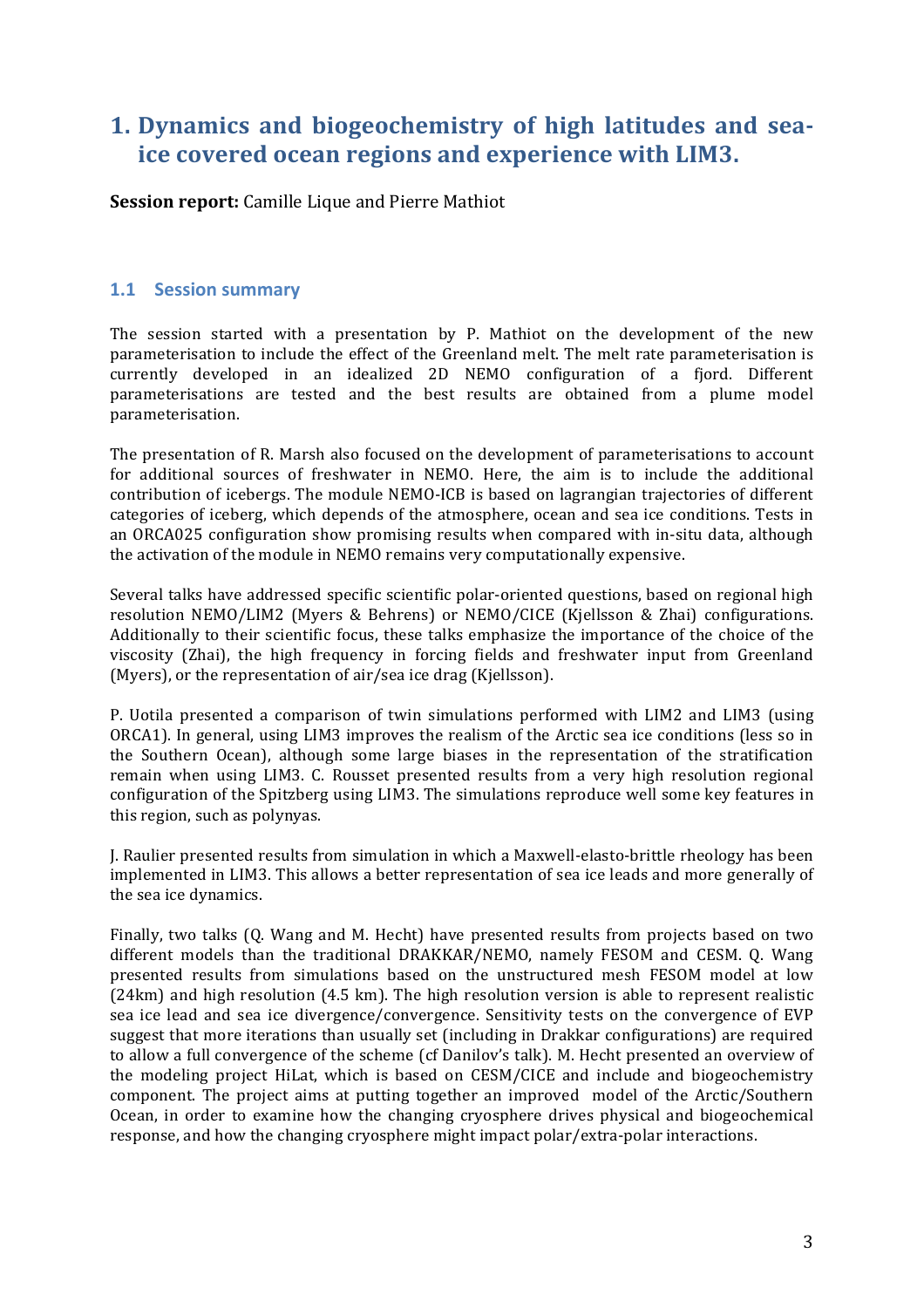# 1. Dynamics and biogeochemistry of high latitudes and sea-ice covered ocean regions and experience with LIM3.

**Session report:** Camille Lique and Pierre Mathiot

## 1.1 Session summary

The session started with a presentation by P. Mathiot on the development of the new parameterisation to include the effect of the Greenland melt. The melt rate parameterisation is currently developed in an idealized 2D NEMO configuration of a fjord. Different parameterisations are tested and the best results are obtained from a plume model parameterisation.

The presentation of R. Marsh also focused on the development of parameterisations to account for additional sources of freshwater in NEMO. Here, the aim is to include the additional contribution of icebergs. The module NEMO-ICB is based on lagrangian trajectories of different categories of iceberg, which depends of the atmosphere, ocean and sea ice conditions. Tests in an ORCA025 configuration show promising results when compared with in-situ data, although the activation of the module in NEMO remains very computationally expensive.

Several talks have addressed specific scientific polar-oriented questions, based on regional high resolution NEMO/LIM2 (Myers & Behrens) or NEMO/CICE (Kjellsson & Zhai) configurations. Additionally to their scientific focus, these talks emphasize the importance of the choice of the viscosity (Zhai), the high frequency in forcing fields and freshwater input from Greenland (Myers), or the representation of air/sea ice drag (Kjellsson).

P. Uotila presented a comparison of twin simulations performed with LIM2 and LIM3 (using ORCA1). In general, using LIM3 improves the realism of the Arctic sea ice conditions (less so in the Southern Ocean), although some large biases in the representation of the stratification remain when using LIM3. C. Rousset presented results from a very high resolution regional configuration of the Spitzberg using LIM3. The simulations reproduce well some key features in this region, such as polynyas.

J. Raulier presented results from simulation in which a Maxwell-elasto-brittle rheology has been implemented in LIM3. This allows a better representation of sea ice leads and more generally of the sea ice dynamics.

Finally, two talks (Q. Wang and M. Hecht) have presented results from projects based on two different models than the traditional DRAKKAR/NEMO, namely FESOM and CESM. Q. Wang presented results from simulations based on the unstructured mesh FESOM model at low (24km) and high resolution (4.5 km). The high resolution version is able to represent realistic sea ice lead and sea ice divergence/convergence. Sensitivity tests on the convergence of EVP suggest that more iterations than usually set (including in Drakkar configurations) are required to allow a full convergence of the scheme (cf Danilov's talk). M. Hecht presented an overview of the modeling project HiLat, which is based on CESM/CICE and include and biogeochemistry component. The project aims at putting together an improved model of the Arctic/Southern Ocean, in order to examine how the changing cryosphere drives physical and biogeochemical response, and how the changing cryosphere might impact polar/extra-polar interactions.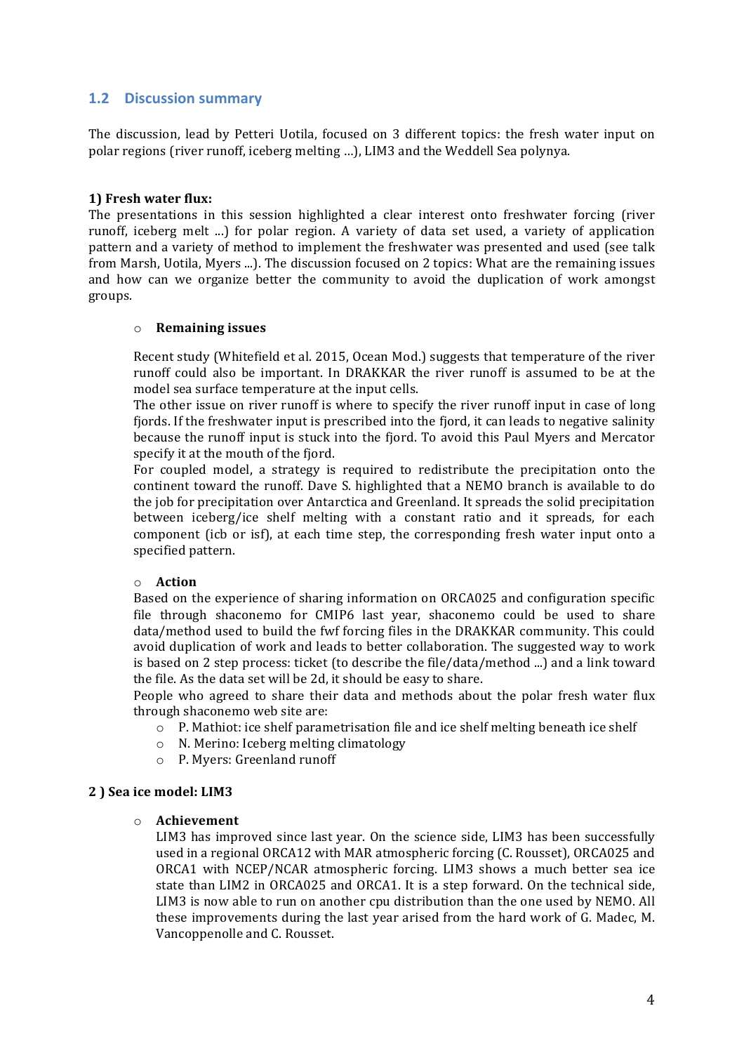## 1.2 Discussion summary

The discussion, lead by Petteri Uotila, focused on 3 different topics: the fresh water input on polar regions (river runoff, iceberg melting ...), LIM3 and the Weddell Sea polynya.

**1) Fresh water flux:**

The presentations in this session highlighted a clear interest onto freshwater forcing (river runoff, iceberg melt ...) for polar region. A variety of data set used, a variety of application pattern and a variety of method to implement the freshwater was presented and used (see talk from Marsh, Uotila, Myers ...). The discussion focused on 2 topics: What are the remaining issues and how can we organize better the community to avoid the duplication of work amongst groups.

- **Remaining issues**

  Recent study (Whitefield et al. 2015, Ocean Mod.) suggests that temperature of the river runoff could also be important. In DRAKKAR the river runoff is assumed to be at the model sea surface temperature at the input cells.

  The other issue on river runoff is where to specify the river runoff input in case of long fjords. If the freshwater input is prescribed into the fjord, it can leads to negative salinity because the runoff input is stuck into the fjord. To avoid this Paul Myers and Mercator specify it at the mouth of the fjord.

  For coupled model, a strategy is required to redistribute the precipitation onto the continent toward the runoff. Dave S. highlighted that a NEMO branch is available to do the job for precipitation over Antarctica and Greenland. It spreads the solid precipitation between iceberg/ice shelf melting with a constant ratio and it spreads, for each component (icb or isf), at each time step, the corresponding fresh water input onto a specified pattern.

- **Action**

  Based on the experience of sharing information on ORCA025 and configuration specific file through shaconemo for CMIP6 last year, shaconemo could be used to share data/method used to build the fwf forcing files in the DRAKKAR community. This could avoid duplication of work and leads to better collaboration. The suggested way to work is based on 2 step process: ticket (to describe the file/data/method ...) and a link toward the file. As the data set will be 2d, it should be easy to share.

  People who agreed to share their data and methods about the polar fresh water flux through shaconemo web site are:

  - P. Mathiot: ice shelf parametrisation file and ice shelf melting beneath ice shelf
  - N. Merino: Iceberg melting climatology
  - P. Myers: Greenland runoff

**2 ) Sea ice model: LIM3**

- **Achievement**

  LIM3 has improved since last year. On the science side, LIM3 has been successfully used in a regional ORCA12 with MAR atmospheric forcing (C. Rousset), ORCA025 and ORCA1 with NCEP/NCAR atmospheric forcing. LIM3 shows a much better sea ice state than LIM2 in ORCA025 and ORCA1. It is a step forward. On the technical side, LIM3 is now able to run on another cpu distribution than the one used by NEMO. All these improvements during the last year arised from the hard work of G. Madec, M. Vancoppenolle and C. Rousset.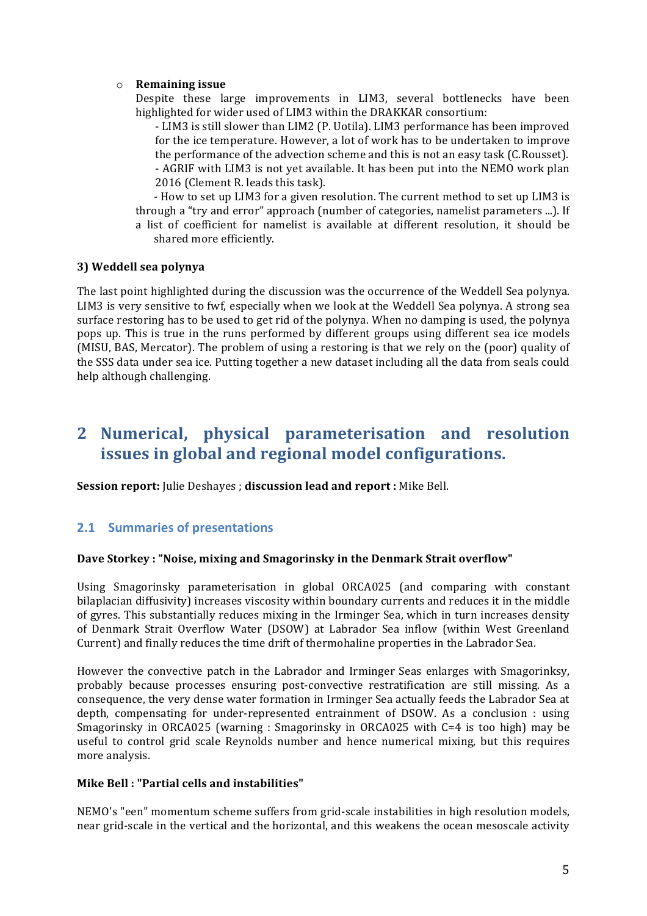- **Remaining issue**

  Despite these large improvements in LIM3, several bottlenecks have been highlighted for wider used of LIM3 within the DRAKKAR consortium:

  - LIM3 is still slower than LIM2 (P. Uotila). LIM3 performance has been improved for the ice temperature. However, a lot of work has to be undertaken to improve the performance of the advection scheme and this is not an easy task (C.Rousset).
  - AGRIF with LIM3 is not yet available. It has been put into the NEMO work plan 2016 (Clement R. leads this task).
  - How to set up LIM3 for a given resolution. The current method to set up LIM3 is through a "try and error" approach (number of categories, namelist parameters ...). If a list of coefficient for namelist is available at different resolution, it should be shared more efficiently.

### 3) Weddell sea polynya

The last point highlighted during the discussion was the occurrence of the Weddell Sea polynya. LIM3 is very sensitive to fwf, especially when we look at the Weddell Sea polynya. A strong sea surface restoring has to be used to get rid of the polynya. When no damping is used, the polynya pops up. This is true in the runs performed by different groups using different sea ice models (MISU, BAS, Mercator). The problem of using a restoring is that we rely on the (poor) quality of the SSS data under sea ice. Putting together a new dataset including all the data from seals could help although challenging.

# 2 Numerical, physical parameterisation and resolution issues in global and regional model configurations.

**Session report:** Julie Deshayes ; **discussion lead and report :** Mike Bell.

## 2.1 Summaries of presentations

**Dave Storkey : "Noise, mixing and Smagorinsky in the Denmark Strait overflow"**

Using Smagorinsky parameterisation in global ORCA025 (and comparing with constant bilaplacian diffusivity) increases viscosity within boundary currents and reduces it in the middle of gyres. This substantially reduces mixing in the Irminger Sea, which in turn increases density of Denmark Strait Overflow Water (DSOW) at Labrador Sea inflow (within West Greenland Current) and finally reduces the time drift of thermohaline properties in the Labrador Sea.

However the convective patch in the Labrador and Irminger Seas enlarges with Smagorinksy, probably because processes ensuring post-convective restratification are still missing. As a consequence, the very dense water formation in Irminger Sea actually feeds the Labrador Sea at depth, compensating for under-represented entrainment of DSOW. As a conclusion : using Smagorinsky in ORCA025 (warning : Smagorinsky in ORCA025 with C=4 is too high) may be useful to control grid scale Reynolds number and hence numerical mixing, but this requires more analysis.

**Mike Bell : "Partial cells and instabilities"**

NEMO's "een" momentum scheme suffers from grid-scale instabilities in high resolution models, near grid-scale in the vertical and the horizontal, and this weakens the ocean mesoscale activity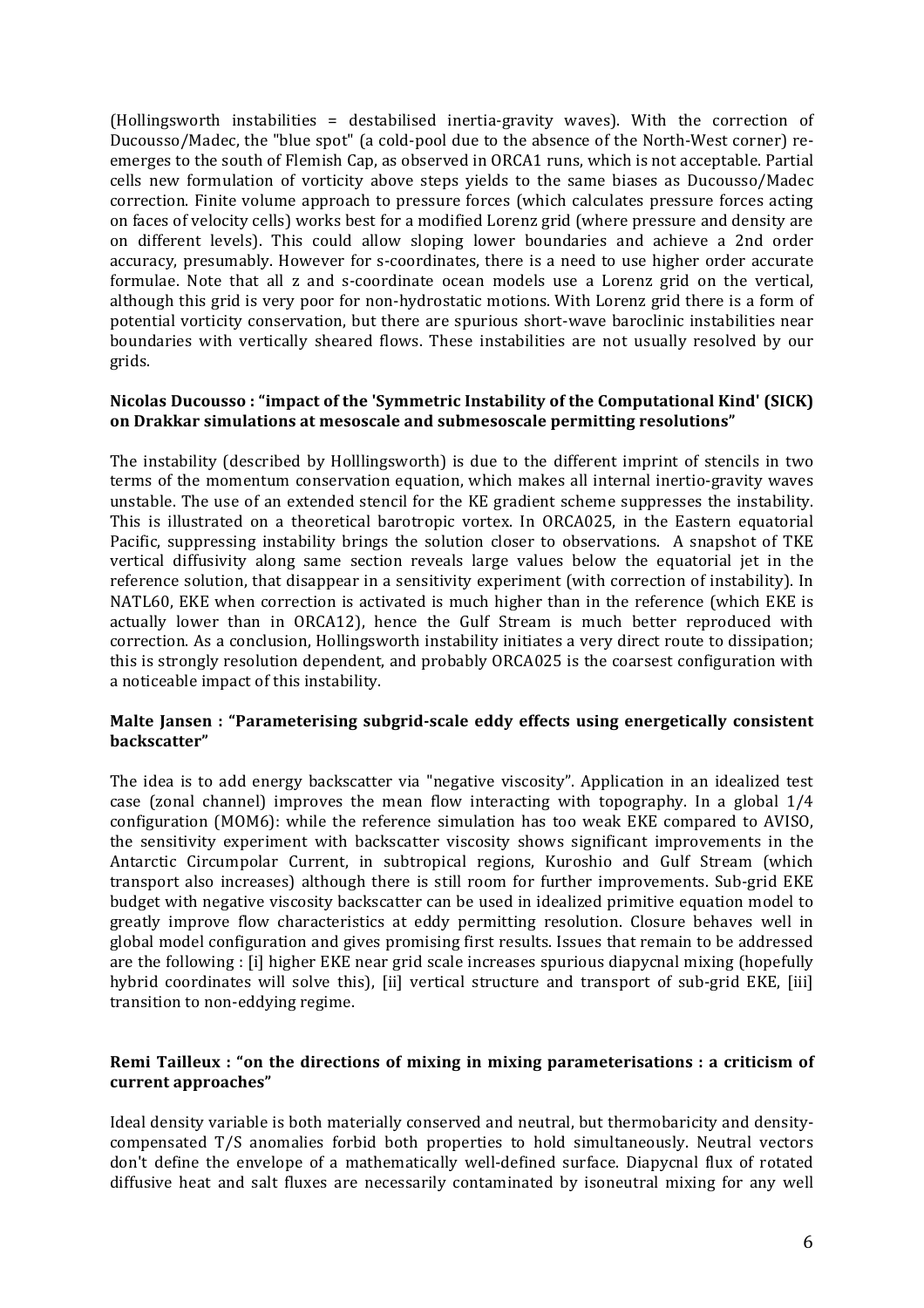(Hollingsworth instabilities = destabilised inertia-gravity waves). With the correction of Ducousso/Madec, the "blue spot" (a cold-pool due to the absence of the North-West corner) re-emerges to the south of Flemish Cap, as observed in ORCA1 runs, which is not acceptable. Partial cells new formulation of vorticity above steps yields to the same biases as Ducousso/Madec correction. Finite volume approach to pressure forces (which calculates pressure forces acting on faces of velocity cells) works best for a modified Lorenz grid (where pressure and density are on different levels). This could allow sloping lower boundaries and achieve a 2nd order accuracy, presumably. However for s-coordinates, there is a need to use higher order accurate formulae. Note that all z and s-coordinate ocean models use a Lorenz grid on the vertical, although this grid is very poor for non-hydrostatic motions. With Lorenz grid there is a form of potential vorticity conservation, but there are spurious short-wave baroclinic instabilities near boundaries with vertically sheared flows. These instabilities are not usually resolved by our grids.

**Nicolas Ducousso : "impact of the 'Symmetric Instability of the Computational Kind' (SICK) on Drakkar simulations at mesoscale and submesoscale permitting resolutions"**

The instability (described by Holllingsworth) is due to the different imprint of stencils in two terms of the momentum conservation equation, which makes all internal inertio-gravity waves unstable. The use of an extended stencil for the KE gradient scheme suppresses the instability. This is illustrated on a theoretical barotropic vortex. In ORCA025, in the Eastern equatorial Pacific, suppressing instability brings the solution closer to observations. A snapshot of TKE vertical diffusivity along same section reveals large values below the equatorial jet in the reference solution, that disappear in a sensitivity experiment (with correction of instability). In NATL60, EKE when correction is activated is much higher than in the reference (which EKE is actually lower than in ORCA12), hence the Gulf Stream is much better reproduced with correction. As a conclusion, Hollingsworth instability initiates a very direct route to dissipation; this is strongly resolution dependent, and probably ORCA025 is the coarsest configuration with a noticeable impact of this instability.

**Malte Jansen : "Parameterising subgrid-scale eddy effects using energetically consistent backscatter"**

The idea is to add energy backscatter via "negative viscosity". Application in an idealized test case (zonal channel) improves the mean flow interacting with topography. In a global 1/4 configuration (MOM6): while the reference simulation has too weak EKE compared to AVISO, the sensitivity experiment with backscatter viscosity shows significant improvements in the Antarctic Circumpolar Current, in subtropical regions, Kuroshio and Gulf Stream (which transport also increases) although there is still room for further improvements. Sub-grid EKE budget with negative viscosity backscatter can be used in idealized primitive equation model to greatly improve flow characteristics at eddy permitting resolution. Closure behaves well in global model configuration and gives promising first results. Issues that remain to be addressed are the following : [i] higher EKE near grid scale increases spurious diapycnal mixing (hopefully hybrid coordinates will solve this), [ii] vertical structure and transport of sub-grid EKE, [iii] transition to non-eddying regime.

**Remi Tailleux : "on the directions of mixing in mixing parameterisations : a criticism of current approaches"**

Ideal density variable is both materially conserved and neutral, but thermobaricity and density-compensated T/S anomalies forbid both properties to hold simultaneously. Neutral vectors don't define the envelope of a mathematically well-defined surface. Diapycnal flux of rotated diffusive heat and salt fluxes are necessarily contaminated by isoneutral mixing for any well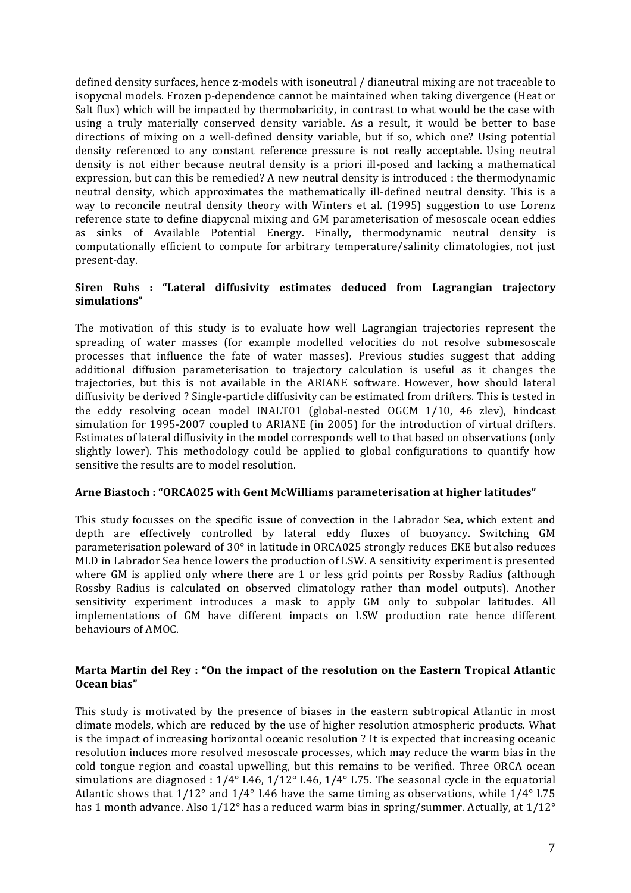defined density surfaces, hence z-models with isoneutral / dianeutral mixing are not traceable to isopycnal models. Frozen p-dependence cannot be maintained when taking divergence (Heat or Salt flux) which will be impacted by thermobaricity, in contrast to what would be the case with using a truly materially conserved density variable. As a result, it would be better to base directions of mixing on a well-defined density variable, but if so, which one? Using potential density referenced to any constant reference pressure is not really acceptable. Using neutral density is not either because neutral density is a priori ill-posed and lacking a mathematical expression, but can this be remedied? A new neutral density is introduced : the thermodynamic neutral density, which approximates the mathematically ill-defined neutral density. This is a way to reconcile neutral density theory with Winters et al. (1995) suggestion to use Lorenz reference state to define diapycnal mixing and GM parameterisation of mesoscale ocean eddies as sinks of Available Potential Energy. Finally, thermodynamic neutral density is computationally efficient to compute for arbitrary temperature/salinity climatologies, not just present-day.

**Siren Ruhs : "Lateral diffusivity estimates deduced from Lagrangian trajectory simulations"**

The motivation of this study is to evaluate how well Lagrangian trajectories represent the spreading of water masses (for example modelled velocities do not resolve submesoscale processes that influence the fate of water masses). Previous studies suggest that adding additional diffusion parameterisation to trajectory calculation is useful as it changes the trajectories, but this is not available in the ARIANE software. However, how should lateral diffusivity be derived ? Single-particle diffusivity can be estimated from drifters. This is tested in the eddy resolving ocean model INALT01 (global-nested OGCM 1/10, 46 zlev), hindcast simulation for 1995-2007 coupled to ARIANE (in 2005) for the introduction of virtual drifters. Estimates of lateral diffusivity in the model corresponds well to that based on observations (only slightly lower). This methodology could be applied to global configurations to quantify how sensitive the results are to model resolution.

**Arne Biastoch : "ORCA025 with Gent McWilliams parameterisation at higher latitudes"**

This study focusses on the specific issue of convection in the Labrador Sea, which extent and depth are effectively controlled by lateral eddy fluxes of buoyancy. Switching GM parameterisation poleward of 30° in latitude in ORCA025 strongly reduces EKE but also reduces MLD in Labrador Sea hence lowers the production of LSW. A sensitivity experiment is presented where GM is applied only where there are 1 or less grid points per Rossby Radius (although Rossby Radius is calculated on observed climatology rather than model outputs). Another sensitivity experiment introduces a mask to apply GM only to subpolar latitudes. All implementations of GM have different impacts on LSW production rate hence different behaviours of AMOC.

**Marta Martin del Rey : "On the impact of the resolution on the Eastern Tropical Atlantic Ocean bias"**

This study is motivated by the presence of biases in the eastern subtropical Atlantic in most climate models, which are reduced by the use of higher resolution atmospheric products. What is the impact of increasing horizontal oceanic resolution ? It is expected that increasing oceanic resolution induces more resolved mesoscale processes, which may reduce the warm bias in the cold tongue region and coastal upwelling, but this remains to be verified. Three ORCA ocean simulations are diagnosed : 1/4° L46, 1/12° L46, 1/4° L75. The seasonal cycle in the equatorial Atlantic shows that 1/12° and 1/4° L46 have the same timing as observations, while 1/4° L75 has 1 month advance. Also 1/12° has a reduced warm bias in spring/summer. Actually, at 1/12°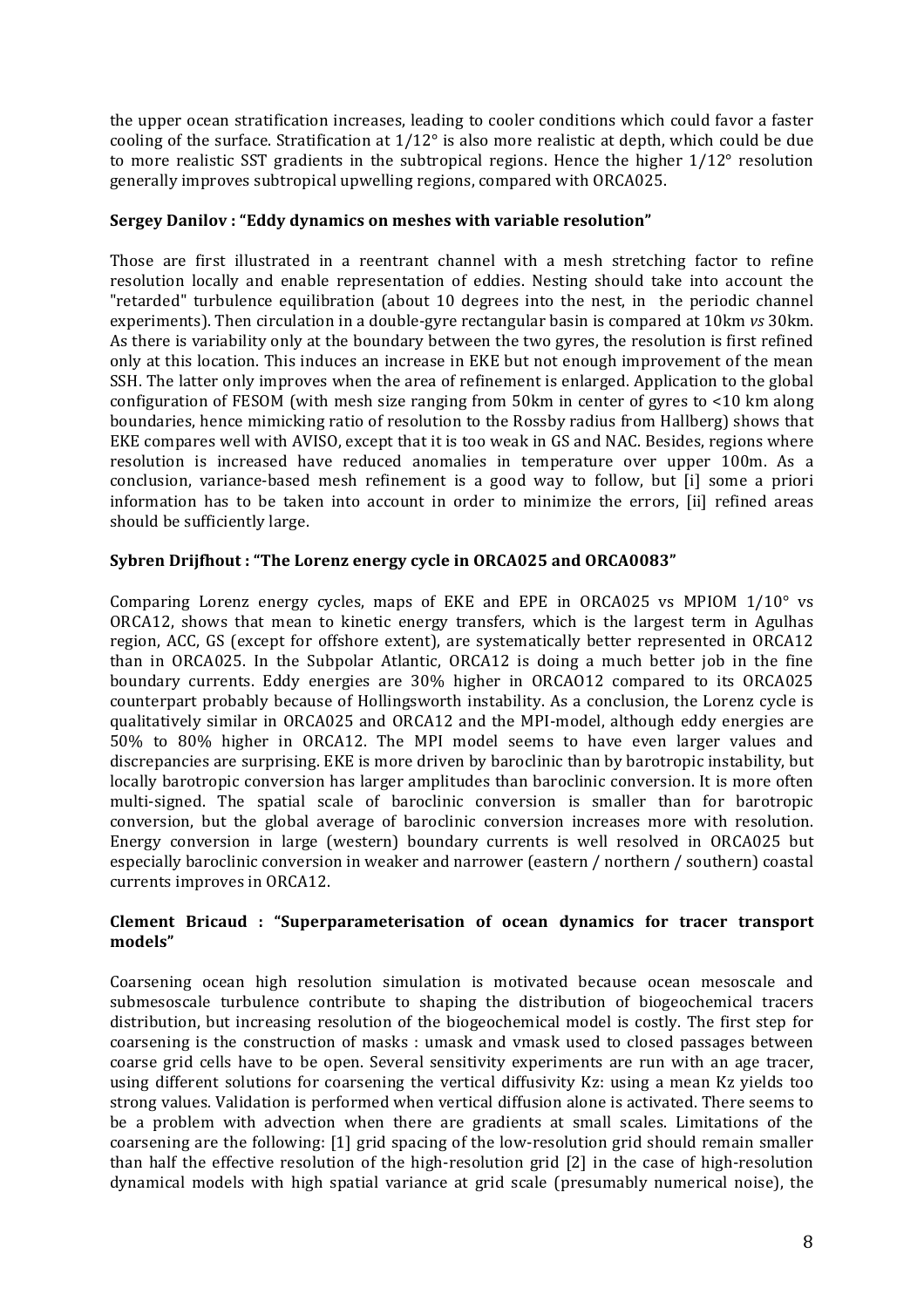the upper ocean stratification increases, leading to cooler conditions which could favor a faster cooling of the surface. Stratification at 1/12° is also more realistic at depth, which could be due to more realistic SST gradients in the subtropical regions. Hence the higher 1/12° resolution generally improves subtropical upwelling regions, compared with ORCA025.

**Sergey Danilov : "Eddy dynamics on meshes with variable resolution"**

Those are first illustrated in a reentrant channel with a mesh stretching factor to refine resolution locally and enable representation of eddies. Nesting should take into account the "retarded" turbulence equilibration (about 10 degrees into the nest, in the periodic channel experiments). Then circulation in a double-gyre rectangular basin is compared at 10km *vs* 30km. As there is variability only at the boundary between the two gyres, the resolution is first refined only at this location. This induces an increase in EKE but not enough improvement of the mean SSH. The latter only improves when the area of refinement is enlarged. Application to the global configuration of FESOM (with mesh size ranging from 50km in center of gyres to <10 km along boundaries, hence mimicking ratio of resolution to the Rossby radius from Hallberg) shows that EKE compares well with AVISO, except that it is too weak in GS and NAC. Besides, regions where resolution is increased have reduced anomalies in temperature over upper 100m. As a conclusion, variance-based mesh refinement is a good way to follow, but [i] some a priori information has to be taken into account in order to minimize the errors, [ii] refined areas should be sufficiently large.

**Sybren Drijfhout : "The Lorenz energy cycle in ORCA025 and ORCA0083"**

Comparing Lorenz energy cycles, maps of EKE and EPE in ORCA025 vs MPIOM 1/10° vs ORCA12, shows that mean to kinetic energy transfers, which is the largest term in Agulhas region, ACC, GS (except for offshore extent), are systematically better represented in ORCA12 than in ORCA025. In the Subpolar Atlantic, ORCA12 is doing a much better job in the fine boundary currents. Eddy energies are 30% higher in ORCAO12 compared to its ORCA025 counterpart probably because of Hollingsworth instability. As a conclusion, the Lorenz cycle is qualitatively similar in ORCA025 and ORCA12 and the MPI-model, although eddy energies are 50% to 80% higher in ORCA12. The MPI model seems to have even larger values and discrepancies are surprising. EKE is more driven by baroclinic than by barotropic instability, but locally barotropic conversion has larger amplitudes than baroclinic conversion. It is more often multi-signed. The spatial scale of baroclinic conversion is smaller than for barotropic conversion, but the global average of baroclinic conversion increases more with resolution. Energy conversion in large (western) boundary currents is well resolved in ORCA025 but especially baroclinic conversion in weaker and narrower (eastern / northern / southern) coastal currents improves in ORCA12.

**Clement Bricaud : "Superparameterisation of ocean dynamics for tracer transport models"**

Coarsening ocean high resolution simulation is motivated because ocean mesoscale and submesoscale turbulence contribute to shaping the distribution of biogeochemical tracers distribution, but increasing resolution of the biogeochemical model is costly. The first step for coarsening is the construction of masks : umask and vmask used to closed passages between coarse grid cells have to be open. Several sensitivity experiments are run with an age tracer, using different solutions for coarsening the vertical diffusivity Kz: using a mean Kz yields too strong values. Validation is performed when vertical diffusion alone is activated. There seems to be a problem with advection when there are gradients at small scales. Limitations of the coarsening are the following: [1] grid spacing of the low-resolution grid should remain smaller than half the effective resolution of the high-resolution grid [2] in the case of high-resolution dynamical models with high spatial variance at grid scale (presumably numerical noise), the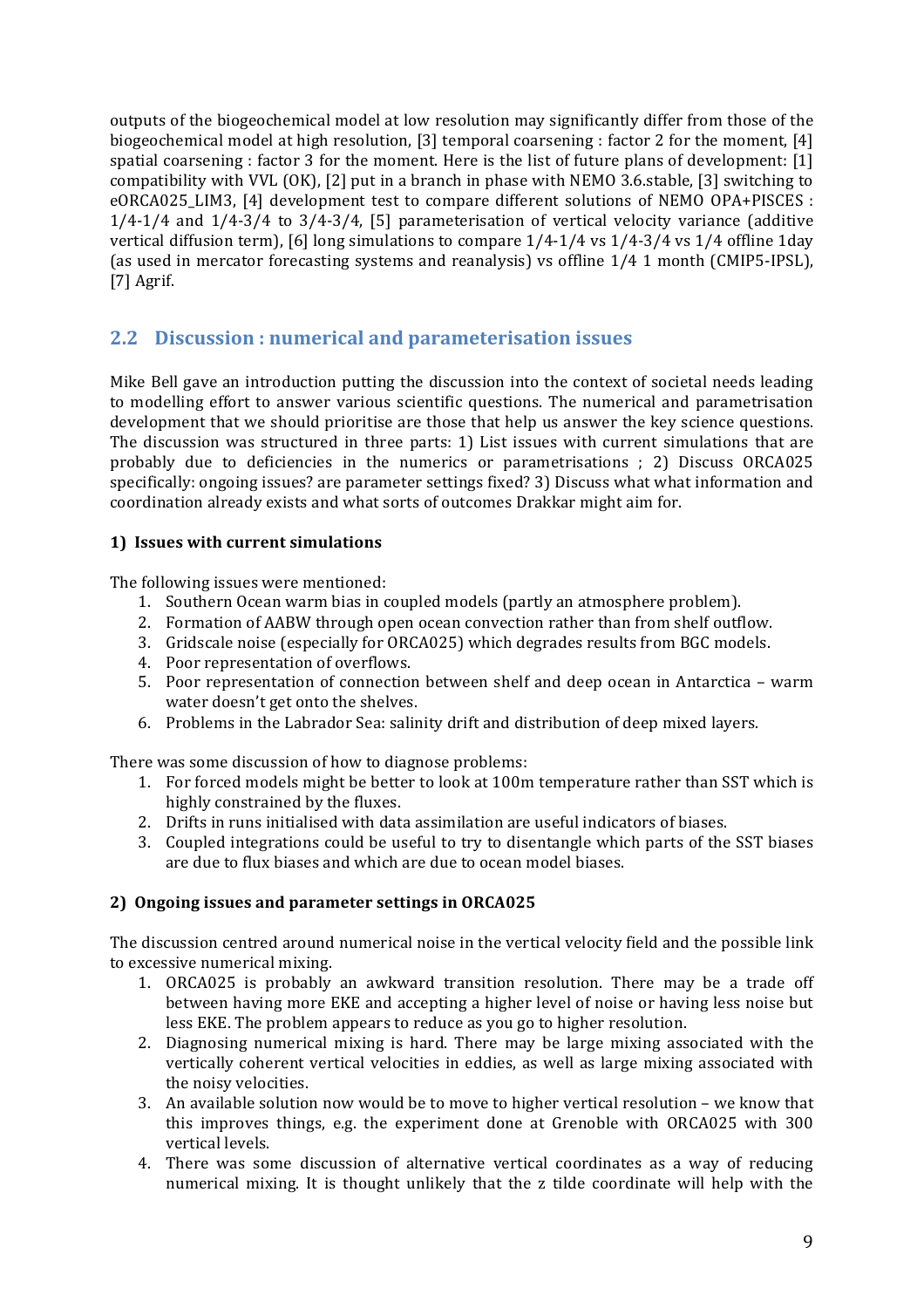outputs of the biogeochemical model at low resolution may significantly differ from those of the biogeochemical model at high resolution, [3] temporal coarsening : factor 2 for the moment, [4] spatial coarsening : factor 3 for the moment. Here is the list of future plans of development: [1] compatibility with VVL (OK), [2] put in a branch in phase with NEMO 3.6.stable, [3] switching to eORCA025_LIM3, [4] development test to compare different solutions of NEMO OPA+PISCES : 1/4-1/4 and 1/4-3/4 to 3/4-3/4, [5] parameterisation of vertical velocity variance (additive vertical diffusion term), [6] long simulations to compare 1/4-1/4 vs 1/4-3/4 vs 1/4 offline 1day (as used in mercator forecasting systems and reanalysis) vs offline 1/4 1 month (CMIP5-IPSL), [7] Agrif.

## 2.2 Discussion : numerical and parameterisation issues

Mike Bell gave an introduction putting the discussion into the context of societal needs leading to modelling effort to answer various scientific questions. The numerical and parametrisation development that we should prioritise are those that help us answer the key science questions. The discussion was structured in three parts: 1) List issues with current simulations that are probably due to deficiencies in the numerics or parametrisations ; 2) Discuss ORCA025 specifically: ongoing issues? are parameter settings fixed? 3) Discuss what what information and coordination already exists and what sorts of outcomes Drakkar might aim for.

### 1) Issues with current simulations

The following issues were mentioned:

1. Southern Ocean warm bias in coupled models (partly an atmosphere problem).
2. Formation of AABW through open ocean convection rather than from shelf outflow.
3. Gridscale noise (especially for ORCA025) which degrades results from BGC models.
4. Poor representation of overflows.
5. Poor representation of connection between shelf and deep ocean in Antarctica – warm water doesn't get onto the shelves.
6. Problems in the Labrador Sea: salinity drift and distribution of deep mixed layers.

There was some discussion of how to diagnose problems:

1. For forced models might be better to look at 100m temperature rather than SST which is highly constrained by the fluxes.
2. Drifts in runs initialised with data assimilation are useful indicators of biases.
3. Coupled integrations could be useful to try to disentangle which parts of the SST biases are due to flux biases and which are due to ocean model biases.

### 2) Ongoing issues and parameter settings in ORCA025

The discussion centred around numerical noise in the vertical velocity field and the possible link to excessive numerical mixing.

1. ORCA025 is probably an awkward transition resolution. There may be a trade off between having more EKE and accepting a higher level of noise or having less noise but less EKE. The problem appears to reduce as you go to higher resolution.
2. Diagnosing numerical mixing is hard. There may be large mixing associated with the vertically coherent vertical velocities in eddies, as well as large mixing associated with the noisy velocities.
3. An available solution now would be to move to higher vertical resolution – we know that this improves things, e.g. the experiment done at Grenoble with ORCA025 with 300 vertical levels.
4. There was some discussion of alternative vertical coordinates as a way of reducing numerical mixing. It is thought unlikely that the z tilde coordinate will help with the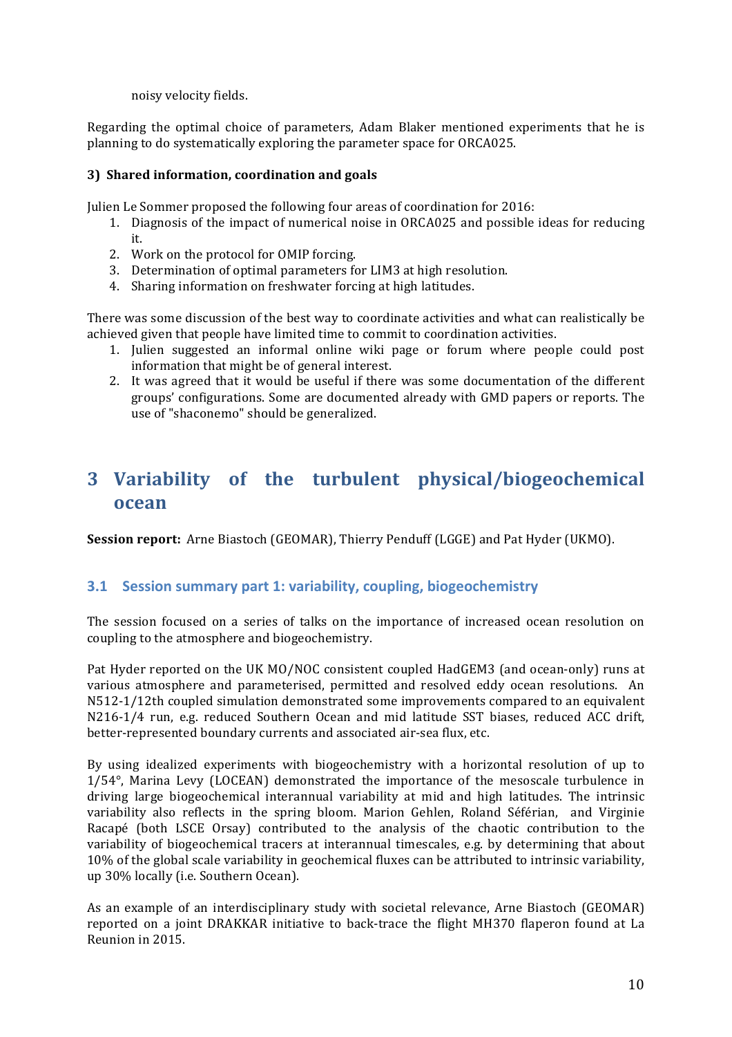noisy velocity fields.

Regarding the optimal choice of parameters, Adam Blaker mentioned experiments that he is planning to do systematically exploring the parameter space for ORCA025.

**3) Shared information, coordination and goals**

Julien Le Sommer proposed the following four areas of coordination for 2016:

1. Diagnosis of the impact of numerical noise in ORCA025 and possible ideas for reducing it.
2. Work on the protocol for OMIP forcing.
3. Determination of optimal parameters for LIM3 at high resolution.
4. Sharing information on freshwater forcing at high latitudes.

There was some discussion of the best way to coordinate activities and what can realistically be achieved given that people have limited time to commit to coordination activities.

1. Julien suggested an informal online wiki page or forum where people could post information that might be of general interest.
2. It was agreed that it would be useful if there was some documentation of the different groups' configurations. Some are documented already with GMD papers or reports. The use of "shaconemo" should be generalized.

# 3 Variability of the turbulent physical/biogeochemical ocean

**Session report:** Arne Biastoch (GEOMAR), Thierry Penduff (LGGE) and Pat Hyder (UKMO).

## 3.1 Session summary part 1: variability, coupling, biogeochemistry

The session focused on a series of talks on the importance of increased ocean resolution on coupling to the atmosphere and biogeochemistry.

Pat Hyder reported on the UK MO/NOC consistent coupled HadGEM3 (and ocean-only) runs at various atmosphere and parameterised, permitted and resolved eddy ocean resolutions. An N512-1/12th coupled simulation demonstrated some improvements compared to an equivalent N216-1/4 run, e.g. reduced Southern Ocean and mid latitude SST biases, reduced ACC drift, better-represented boundary currents and associated air-sea flux, etc.

By using idealized experiments with biogeochemistry with a horizontal resolution of up to 1/54°, Marina Levy (LOCEAN) demonstrated the importance of the mesoscale turbulence in driving large biogeochemical interannual variability at mid and high latitudes. The intrinsic variability also reflects in the spring bloom. Marion Gehlen, Roland Séférian, and Virginie Racapé (both LSCE Orsay) contributed to the analysis of the chaotic contribution to the variability of biogeochemical tracers at interannual timescales, e.g. by determining that about 10% of the global scale variability in geochemical fluxes can be attributed to intrinsic variability, up 30% locally (i.e. Southern Ocean).

As an example of an interdisciplinary study with societal relevance, Arne Biastoch (GEOMAR) reported on a joint DRAKKAR initiative to back-trace the flight MH370 flaperon found at La Reunion in 2015.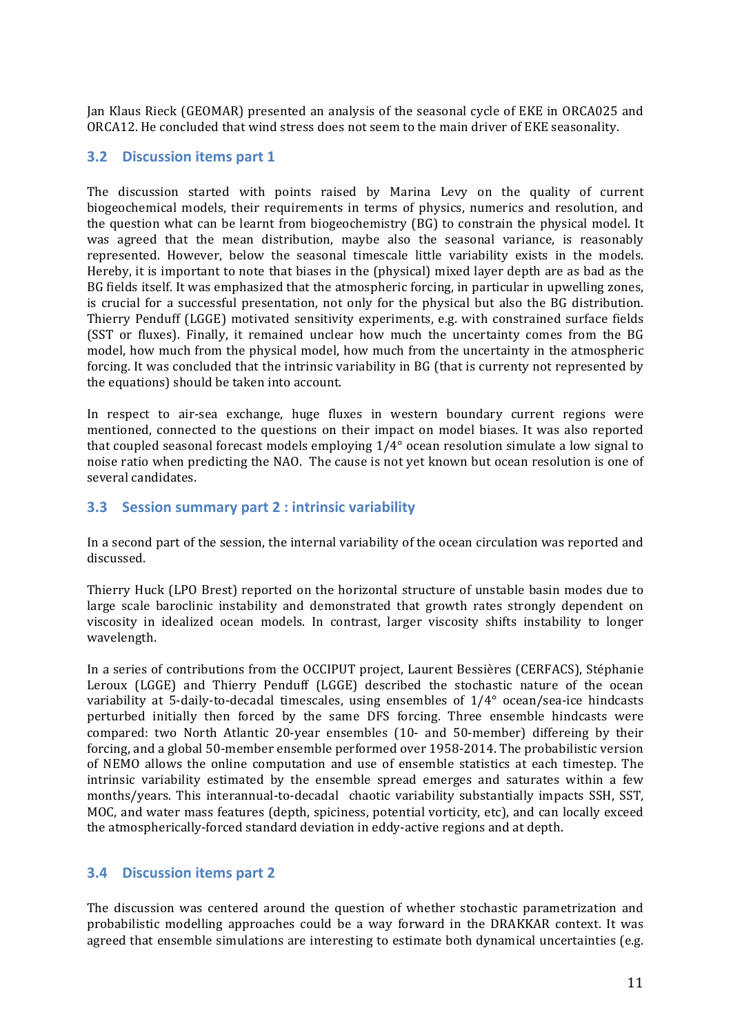Jan Klaus Rieck (GEOMAR) presented an analysis of the seasonal cycle of EKE in ORCA025 and ORCA12. He concluded that wind stress does not seem to the main driver of EKE seasonality.

## 3.2 Discussion items part 1

The discussion started with points raised by Marina Levy on the quality of current biogeochemical models, their requirements in terms of physics, numerics and resolution, and the question what can be learnt from biogeochemistry (BG) to constrain the physical model. It was agreed that the mean distribution, maybe also the seasonal variance, is reasonably represented. However, below the seasonal timescale little variability exists in the models. Hereby, it is important to note that biases in the (physical) mixed layer depth are as bad as the BG fields itself. It was emphasized that the atmospheric forcing, in particular in upwelling zones, is crucial for a successful presentation, not only for the physical but also the BG distribution. Thierry Penduff (LGGE) motivated sensitivity experiments, e.g. with constrained surface fields (SST or fluxes). Finally, it remained unclear how much the uncertainty comes from the BG model, how much from the physical model, how much from the uncertainty in the atmospheric forcing. It was concluded that the intrinsic variability in BG (that is currenty not represented by the equations) should be taken into account.

In respect to air-sea exchange, huge fluxes in western boundary current regions were mentioned, connected to the questions on their impact on model biases. It was also reported that coupled seasonal forecast models employing 1/4° ocean resolution simulate a low signal to noise ratio when predicting the NAO. The cause is not yet known but ocean resolution is one of several candidates.

## 3.3 Session summary part 2 : intrinsic variability

In a second part of the session, the internal variability of the ocean circulation was reported and discussed.

Thierry Huck (LPO Brest) reported on the horizontal structure of unstable basin modes due to large scale baroclinic instability and demonstrated that growth rates strongly dependent on viscosity in idealized ocean models. In contrast, larger viscosity shifts instability to longer wavelength.

In a series of contributions from the OCCIPUT project, Laurent Bessières (CERFACS), Stéphanie Leroux (LGGE) and Thierry Penduff (LGGE) described the stochastic nature of the ocean variability at 5-daily-to-decadal timescales, using ensembles of 1/4° ocean/sea-ice hindcasts perturbed initially then forced by the same DFS forcing. Three ensemble hindcasts were compared: two North Atlantic 20-year ensembles (10- and 50-member) differeing by their forcing, and a global 50-member ensemble performed over 1958-2014. The probabilistic version of NEMO allows the online computation and use of ensemble statistics at each timestep. The intrinsic variability estimated by the ensemble spread emerges and saturates within a few months/years. This interannual-to-decadal chaotic variability substantially impacts SSH, SST, MOC, and water mass features (depth, spiciness, potential vorticity, etc), and can locally exceed the atmospherically-forced standard deviation in eddy-active regions and at depth.

## 3.4 Discussion items part 2

The discussion was centered around the question of whether stochastic parametrization and probabilistic modelling approaches could be a way forward in the DRAKKAR context. It was agreed that ensemble simulations are interesting to estimate both dynamical uncertainties (e.g.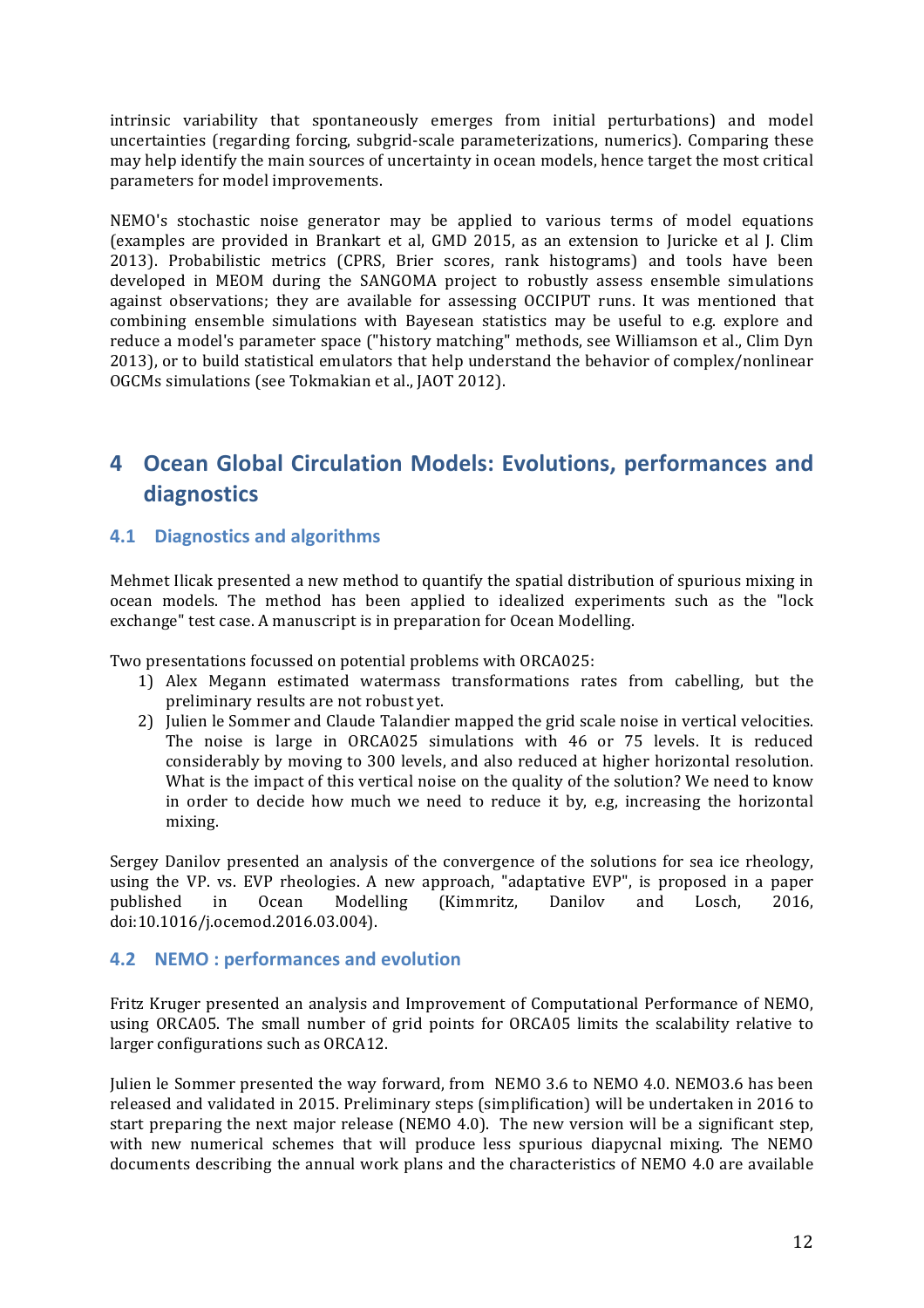intrinsic variability that spontaneously emerges from initial perturbations) and model uncertainties (regarding forcing, subgrid-scale parameterizations, numerics). Comparing these may help identify the main sources of uncertainty in ocean models, hence target the most critical parameters for model improvements.

NEMO's stochastic noise generator may be applied to various terms of model equations (examples are provided in Brankart et al, GMD 2015, as an extension to Juricke et al J. Clim 2013). Probabilistic metrics (CPRS, Brier scores, rank histograms) and tools have been developed in MEOM during the SANGOMA project to robustly assess ensemble simulations against observations; they are available for assessing OCCIPUT runs. It was mentioned that combining ensemble simulations with Bayesean statistics may be useful to e.g. explore and reduce a model's parameter space ("history matching" methods, see Williamson et al., Clim Dyn 2013), or to build statistical emulators that help understand the behavior of complex/nonlinear OGCMs simulations (see Tokmakian et al., JAOT 2012).

# 4 Ocean Global Circulation Models: Evolutions, performances and diagnostics

## 4.1 Diagnostics and algorithms

Mehmet Ilicak presented a new method to quantify the spatial distribution of spurious mixing in ocean models. The method has been applied to idealized experiments such as the "lock exchange" test case. A manuscript is in preparation for Ocean Modelling.

Two presentations focussed on potential problems with ORCA025:

1) Alex Megann estimated watermass transformations rates from cabelling, but the preliminary results are not robust yet.
2) Julien le Sommer and Claude Talandier mapped the grid scale noise in vertical velocities. The noise is large in ORCA025 simulations with 46 or 75 levels. It is reduced considerably by moving to 300 levels, and also reduced at higher horizontal resolution. What is the impact of this vertical noise on the quality of the solution? We need to know in order to decide how much we need to reduce it by, e.g, increasing the horizontal mixing.

Sergey Danilov presented an analysis of the convergence of the solutions for sea ice rheology, using the VP. vs. EVP rheologies. A new approach, "adaptative EVP", is proposed in a paper published in Ocean Modelling (Kimmritz, Danilov and Losch, 2016, doi:10.1016/j.ocemod.2016.03.004).

## 4.2 NEMO : performances and evolution

Fritz Kruger presented an analysis and Improvement of Computational Performance of NEMO, using ORCA05. The small number of grid points for ORCA05 limits the scalability relative to larger configurations such as ORCA12.

Julien le Sommer presented the way forward, from NEMO 3.6 to NEMO 4.0. NEMO3.6 has been released and validated in 2015. Preliminary steps (simplification) will be undertaken in 2016 to start preparing the next major release (NEMO 4.0). The new version will be a significant step, with new numerical schemes that will produce less spurious diapycnal mixing. The NEMO documents describing the annual work plans and the characteristics of NEMO 4.0 are available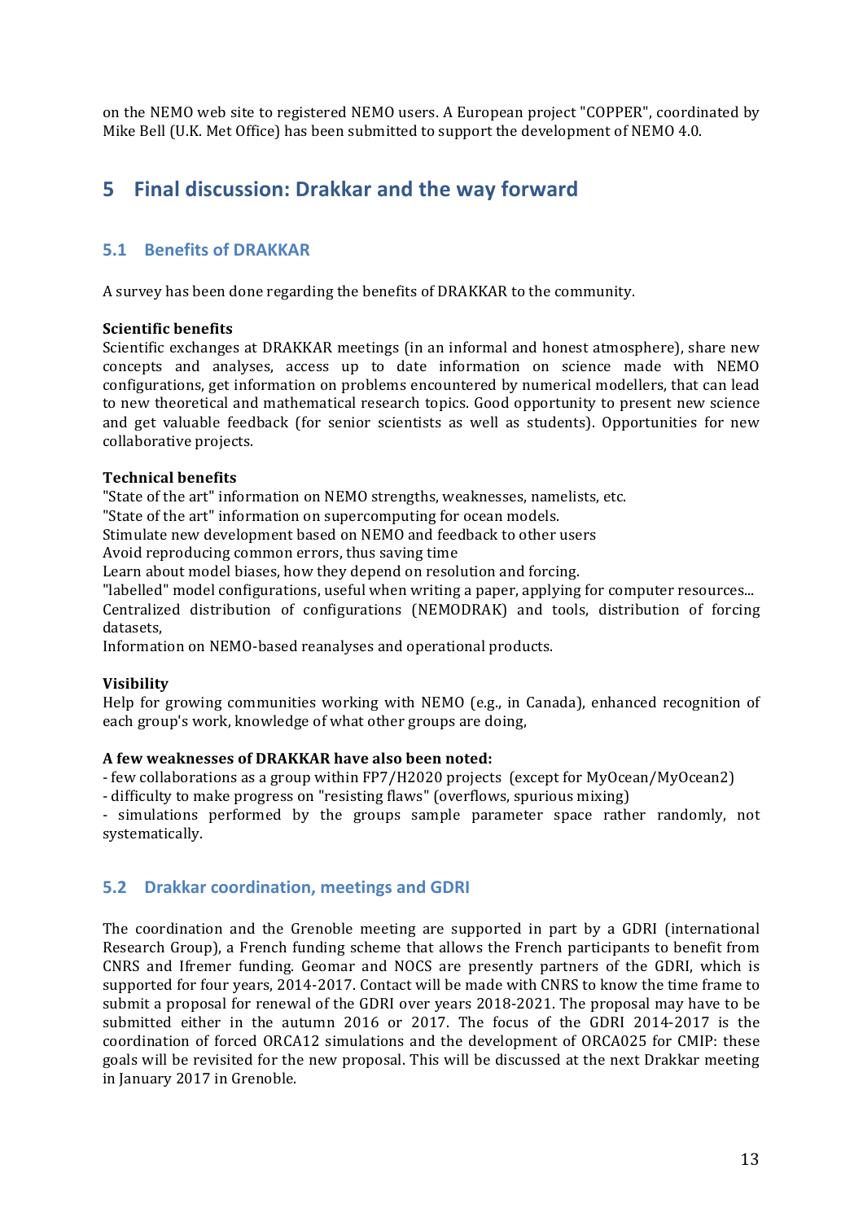on the NEMO web site to registered NEMO users. A European project "COPPER", coordinated by Mike Bell (U.K. Met Office) has been submitted to support the development of NEMO 4.0.

# 5 Final discussion: Drakkar and the way forward

## 5.1 Benefits of DRAKKAR

A survey has been done regarding the benefits of DRAKKAR to the community.

**Scientific benefits**
Scientific exchanges at DRAKKAR meetings (in an informal and honest atmosphere), share new concepts and analyses, access up to date information on science made with NEMO configurations, get information on problems encountered by numerical modellers, that can lead to new theoretical and mathematical research topics. Good opportunity to present new science and get valuable feedback (for senior scientists as well as students). Opportunities for new collaborative projects.

**Technical benefits**
"State of the art" information on NEMO strengths, weaknesses, namelists, etc.
"State of the art" information on supercomputing for ocean models.
Stimulate new development based on NEMO and feedback to other users
Avoid reproducing common errors, thus saving time
Learn about model biases, how they depend on resolution and forcing.
"labelled" model configurations, useful when writing a paper, applying for computer resources...
Centralized distribution of configurations (NEMODRAK) and tools, distribution of forcing datasets,
Information on NEMO-based reanalyses and operational products.

**Visibility**
Help for growing communities working with NEMO (e.g., in Canada), enhanced recognition of each group's work, knowledge of what other groups are doing,

**A few weaknesses of DRAKKAR have also been noted:**
- few collaborations as a group within FP7/H2020 projects (except for MyOcean/MyOcean2)
- difficulty to make progress on "resisting flaws" (overflows, spurious mixing)
- simulations performed by the groups sample parameter space rather randomly, not systematically.

## 5.2 Drakkar coordination, meetings and GDRI

The coordination and the Grenoble meeting are supported in part by a GDRI (international Research Group), a French funding scheme that allows the French participants to benefit from CNRS and Ifremer funding. Geomar and NOCS are presently partners of the GDRI, which is supported for four years, 2014-2017. Contact will be made with CNRS to know the time frame to submit a proposal for renewal of the GDRI over years 2018-2021. The proposal may have to be submitted either in the autumn 2016 or 2017. The focus of the GDRI 2014-2017 is the coordination of forced ORCA12 simulations and the development of ORCA025 for CMIP: these goals will be revisited for the new proposal. This will be discussed at the next Drakkar meeting in January 2017 in Grenoble.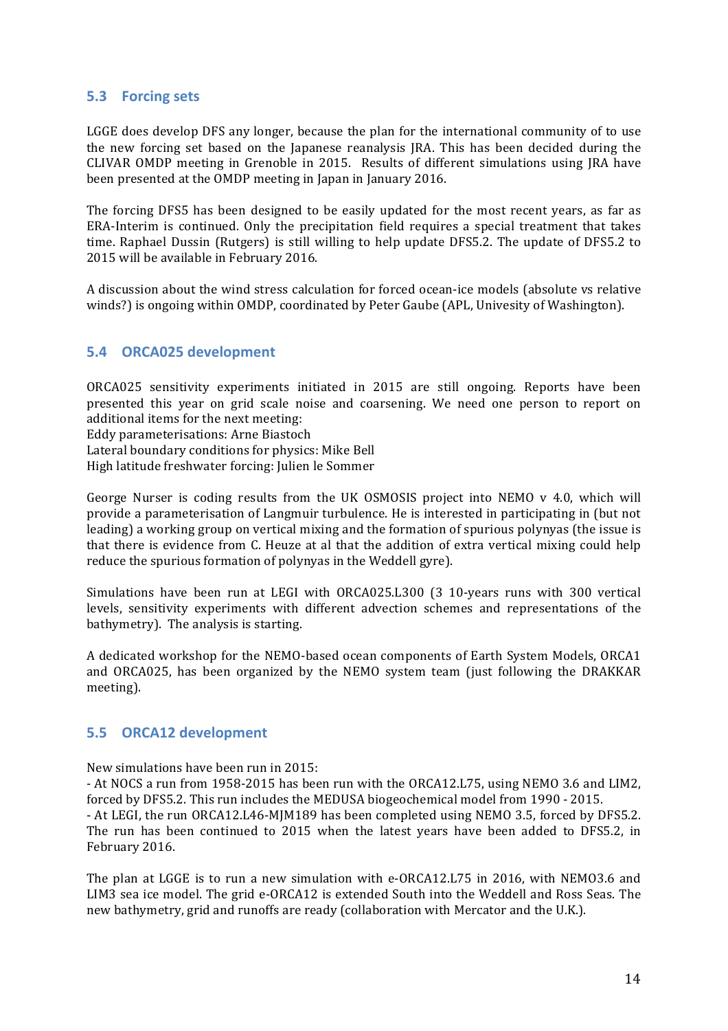## 5.3 Forcing sets

LGGE does develop DFS any longer, because the plan for the international community of to use the new forcing set based on the Japanese reanalysis JRA. This has been decided during the CLIVAR OMDP meeting in Grenoble in 2015. Results of different simulations using JRA have been presented at the OMDP meeting in Japan in January 2016.

The forcing DFS5 has been designed to be easily updated for the most recent years, as far as ERA-Interim is continued. Only the precipitation field requires a special treatment that takes time. Raphael Dussin (Rutgers) is still willing to help update DFS5.2. The update of DFS5.2 to 2015 will be available in February 2016.

A discussion about the wind stress calculation for forced ocean-ice models (absolute vs relative winds?) is ongoing within OMDP, coordinated by Peter Gaube (APL, Univesity of Washington).

## 5.4 ORCA025 development

ORCA025 sensitivity experiments initiated in 2015 are still ongoing. Reports have been presented this year on grid scale noise and coarsening. We need one person to report on additional items for the next meeting:
Eddy parameterisations: Arne Biastoch
Lateral boundary conditions for physics: Mike Bell
High latitude freshwater forcing: Julien le Sommer

George Nurser is coding results from the UK OSMOSIS project into NEMO v 4.0, which will provide a parameterisation of Langmuir turbulence. He is interested in participating in (but not leading) a working group on vertical mixing and the formation of spurious polynyas (the issue is that there is evidence from C. Heuze at al that the addition of extra vertical mixing could help reduce the spurious formation of polynyas in the Weddell gyre).

Simulations have been run at LEGI with ORCA025.L300 (3 10-years runs with 300 vertical levels, sensitivity experiments with different advection schemes and representations of the bathymetry). The analysis is starting.

A dedicated workshop for the NEMO-based ocean components of Earth System Models, ORCA1 and ORCA025, has been organized by the NEMO system team (just following the DRAKKAR meeting).

## 5.5 ORCA12 development

New simulations have been run in 2015:
- At NOCS a run from 1958-2015 has been run with the ORCA12.L75, using NEMO 3.6 and LIM2, forced by DFS5.2. This run includes the MEDUSA biogeochemical model from 1990 - 2015.
- At LEGI, the run ORCA12.L46-MJM189 has been completed using NEMO 3.5, forced by DFS5.2. The run has been continued to 2015 when the latest years have been added to DFS5.2, in February 2016.

The plan at LGGE is to run a new simulation with e-ORCA12.L75 in 2016, with NEMO3.6 and LIM3 sea ice model. The grid e-ORCA12 is extended South into the Weddell and Ross Seas. The new bathymetry, grid and runoffs are ready (collaboration with Mercator and the U.K.).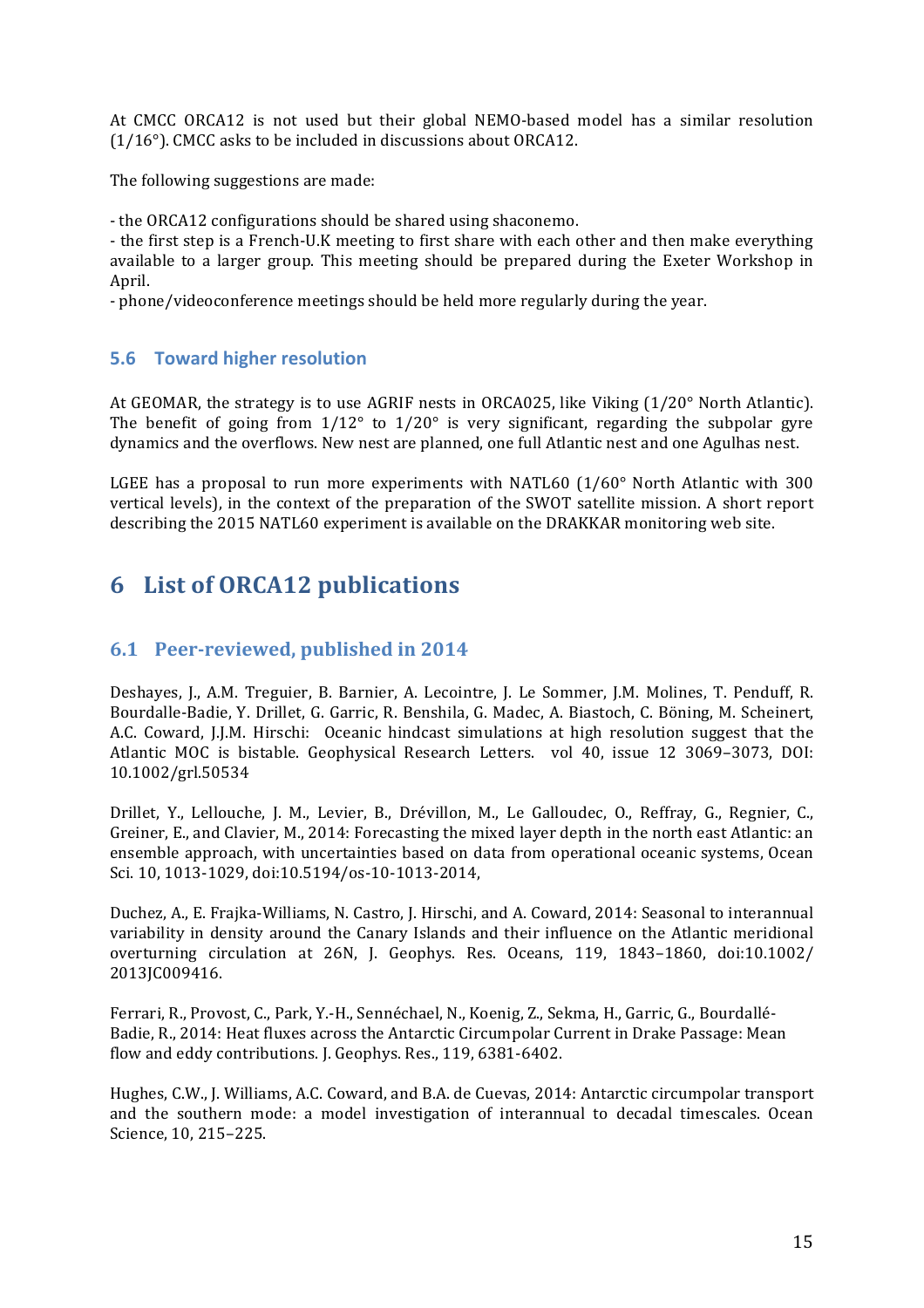At CMCC ORCA12 is not used but their global NEMO-based model has a similar resolution (1/16°). CMCC asks to be included in discussions about ORCA12.

The following suggestions are made:

- the ORCA12 configurations should be shared using shaconemo.
- the first step is a French-U.K meeting to first share with each other and then make everything available to a larger group. This meeting should be prepared during the Exeter Workshop in April.
- phone/videoconference meetings should be held more regularly during the year.

### 5.6 Toward higher resolution

At GEOMAR, the strategy is to use AGRIF nests in ORCA025, like Viking (1/20° North Atlantic). The benefit of going from 1/12° to 1/20° is very significant, regarding the subpolar gyre dynamics and the overflows. New nest are planned, one full Atlantic nest and one Agulhas nest.

LGEE has a proposal to run more experiments with NATL60 (1/60° North Atlantic with 300 vertical levels), in the context of the preparation of the SWOT satellite mission. A short report describing the 2015 NATL60 experiment is available on the DRAKKAR monitoring web site.

# 6 List of ORCA12 publications

## 6.1 Peer-reviewed, published in 2014

Deshayes, J., A.M. Treguier, B. Barnier, A. Lecointre, J. Le Sommer, J.M. Molines, T. Penduff, R. Bourdalle-Badie, Y. Drillet, G. Garric, R. Benshila, G. Madec, A. Biastoch, C. Böning, M. Scheinert, A.C. Coward, J.J.M. Hirschi: Oceanic hindcast simulations at high resolution suggest that the Atlantic MOC is bistable. Geophysical Research Letters. vol 40, issue 12 3069–3073, DOI: 10.1002/grl.50534

Drillet, Y., Lellouche, J. M., Levier, B., Drévillon, M., Le Galloudec, O., Reffray, G., Regnier, C., Greiner, E., and Clavier, M., 2014: Forecasting the mixed layer depth in the north east Atlantic: an ensemble approach, with uncertainties based on data from operational oceanic systems, Ocean Sci. 10, 1013-1029, doi:10.5194/os-10-1013-2014,

Duchez, A., E. Frajka-Williams, N. Castro, J. Hirschi, and A. Coward, 2014: Seasonal to interannual variability in density around the Canary Islands and their influence on the Atlantic meridional overturning circulation at 26N, J. Geophys. Res. Oceans, 119, 1843–1860, doi:10.1002/2013JC009416.

Ferrari, R., Provost, C., Park, Y.-H., Sennéchael, N., Koenig, Z., Sekma, H., Garric, G., Bourdallé-Badie, R., 2014: Heat fluxes across the Antarctic Circumpolar Current in Drake Passage: Mean flow and eddy contributions. J. Geophys. Res., 119, 6381-6402.

Hughes, C.W., J. Williams, A.C. Coward, and B.A. de Cuevas, 2014: Antarctic circumpolar transport and the southern mode: a model investigation of interannual to decadal timescales. Ocean Science, 10, 215–225.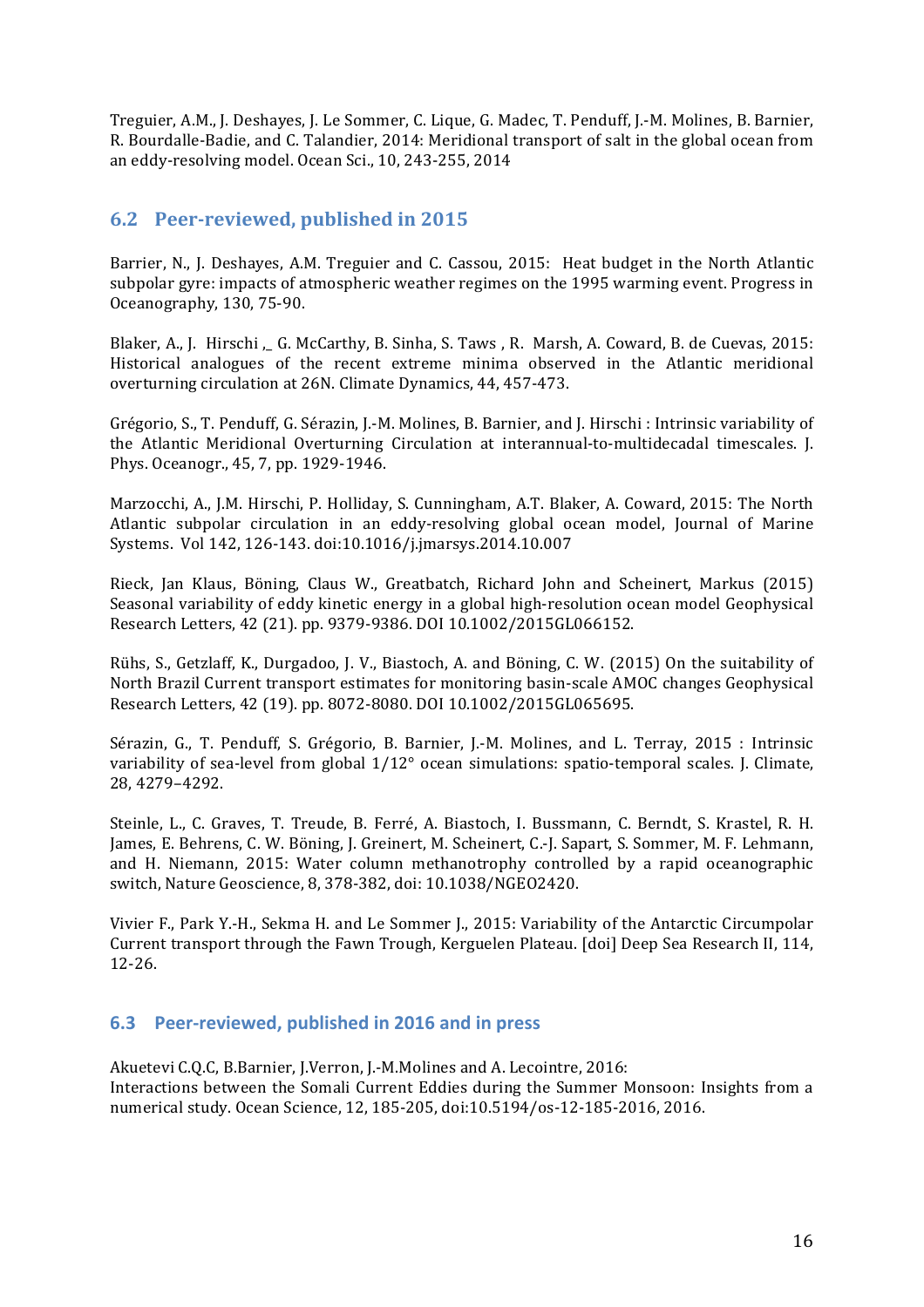Treguier, A.M., J. Deshayes, J. Le Sommer, C. Lique, G. Madec, T. Penduff, J.-M. Molines, B. Barnier, R. Bourdalle-Badie, and C. Talandier, 2014: Meridional transport of salt in the global ocean from an eddy-resolving model. Ocean Sci., 10, 243-255, 2014

## 6.2 Peer-reviewed, published in 2015

Barrier, N., J. Deshayes, A.M. Treguier and C. Cassou, 2015: Heat budget in the North Atlantic subpolar gyre: impacts of atmospheric weather regimes on the 1995 warming event. Progress in Oceanography, 130, 75-90.

Blaker, A., J. Hirschi ,_ G. McCarthy, B. Sinha, S. Taws , R. Marsh, A. Coward, B. de Cuevas, 2015: Historical analogues of the recent extreme minima observed in the Atlantic meridional overturning circulation at 26N. Climate Dynamics, 44, 457-473.

Grégorio, S., T. Penduff, G. Sérazin, J.-M. Molines, B. Barnier, and J. Hirschi : Intrinsic variability of the Atlantic Meridional Overturning Circulation at interannual-to-multidecadal timescales. J. Phys. Oceanogr., 45, 7, pp. 1929-1946.

Marzocchi, A., J.M. Hirschi, P. Holliday, S. Cunningham, A.T. Blaker, A. Coward, 2015: The North Atlantic subpolar circulation in an eddy-resolving global ocean model, Journal of Marine Systems. Vol 142, 126-143. doi:10.1016/j.jmarsys.2014.10.007

Rieck, Jan Klaus, Böning, Claus W., Greatbatch, Richard John and Scheinert, Markus (2015) Seasonal variability of eddy kinetic energy in a global high-resolution ocean model Geophysical Research Letters, 42 (21). pp. 9379-9386. DOI 10.1002/2015GL066152.

Rühs, S., Getzlaff, K., Durgadoo, J. V., Biastoch, A. and Böning, C. W. (2015) On the suitability of North Brazil Current transport estimates for monitoring basin-scale AMOC changes Geophysical Research Letters, 42 (19). pp. 8072-8080. DOI 10.1002/2015GL065695.

Sérazin, G., T. Penduff, S. Grégorio, B. Barnier, J.-M. Molines, and L. Terray, 2015 : Intrinsic variability of sea-level from global 1/12° ocean simulations: spatio-temporal scales. J. Climate, 28, 4279–4292.

Steinle, L., C. Graves, T. Treude, B. Ferré, A. Biastoch, I. Bussmann, C. Berndt, S. Krastel, R. H. James, E. Behrens, C. W. Böning, J. Greinert, M. Scheinert, C.-J. Sapart, S. Sommer, M. F. Lehmann, and H. Niemann, 2015: Water column methanotrophy controlled by a rapid oceanographic switch, Nature Geoscience, 8, 378-382, doi: 10.1038/NGEO2420.

Vivier F., Park Y.-H., Sekma H. and Le Sommer J., 2015: Variability of the Antarctic Circumpolar Current transport through the Fawn Trough, Kerguelen Plateau. [doi] Deep Sea Research II, 114, 12-26.

## 6.3 Peer-reviewed, published in 2016 and in press

Akuetevi C.Q.C, B.Barnier, J.Verron, J.-M.Molines and A. Lecointre, 2016:
Interactions between the Somali Current Eddies during the Summer Monsoon: Insights from a numerical study. Ocean Science, 12, 185-205, doi:10.5194/os-12-185-2016, 2016.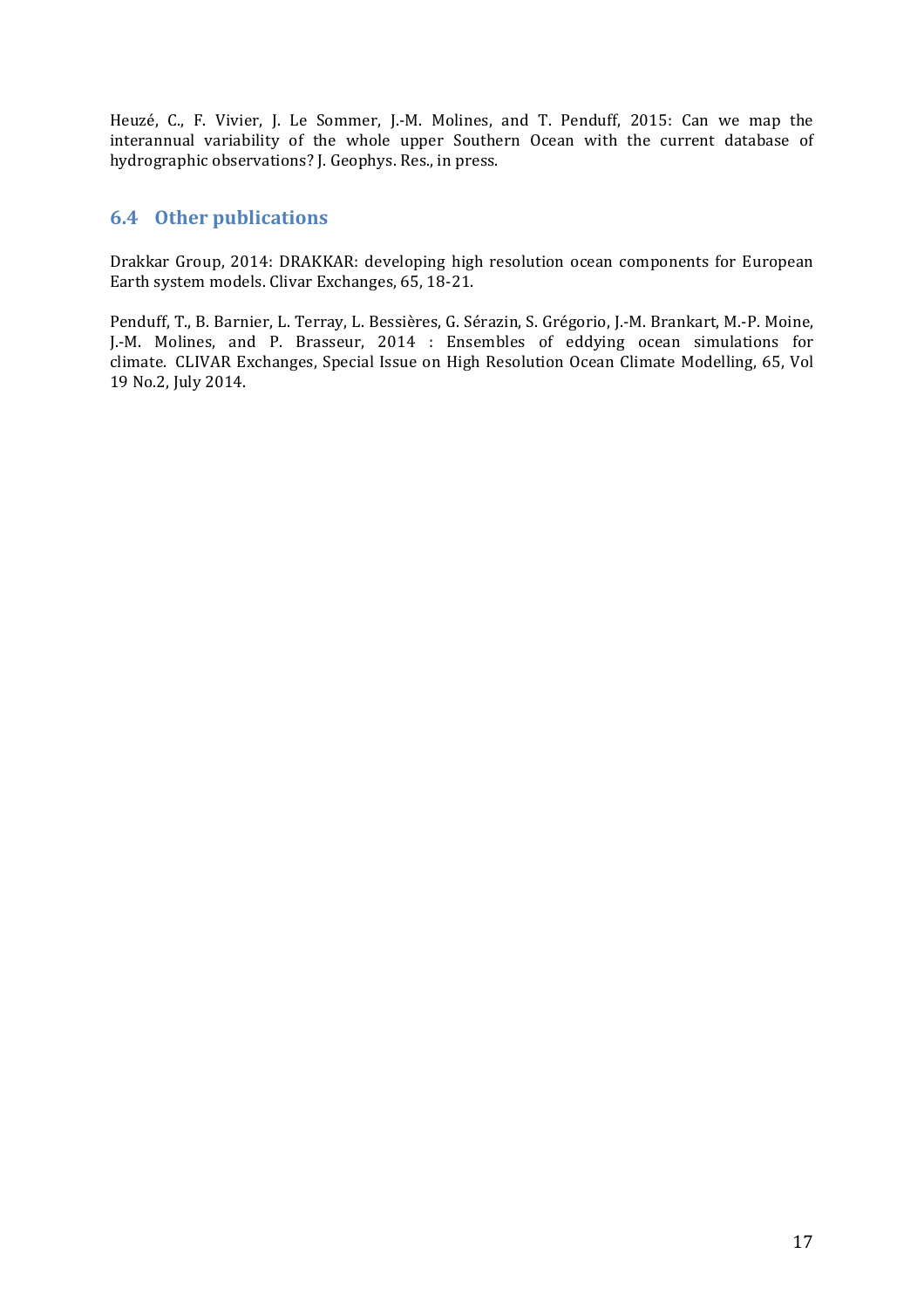Heuzé, C., F. Vivier, J. Le Sommer, J.-M. Molines, and T. Penduff, 2015: Can we map the interannual variability of the whole upper Southern Ocean with the current database of hydrographic observations? J. Geophys. Res., in press.

## 6.4 Other publications

Drakkar Group, 2014: DRAKKAR: developing high resolution ocean components for European Earth system models. Clivar Exchanges, 65, 18-21.

Penduff, T., B. Barnier, L. Terray, L. Bessières, G. Sérazin, S. Grégorio, J.-M. Brankart, M.-P. Moine, J.-M. Molines, and P. Brasseur, 2014 : Ensembles of eddying ocean simulations for climate. CLIVAR Exchanges, Special Issue on High Resolution Ocean Climate Modelling, 65, Vol 19 No.2, July 2014.